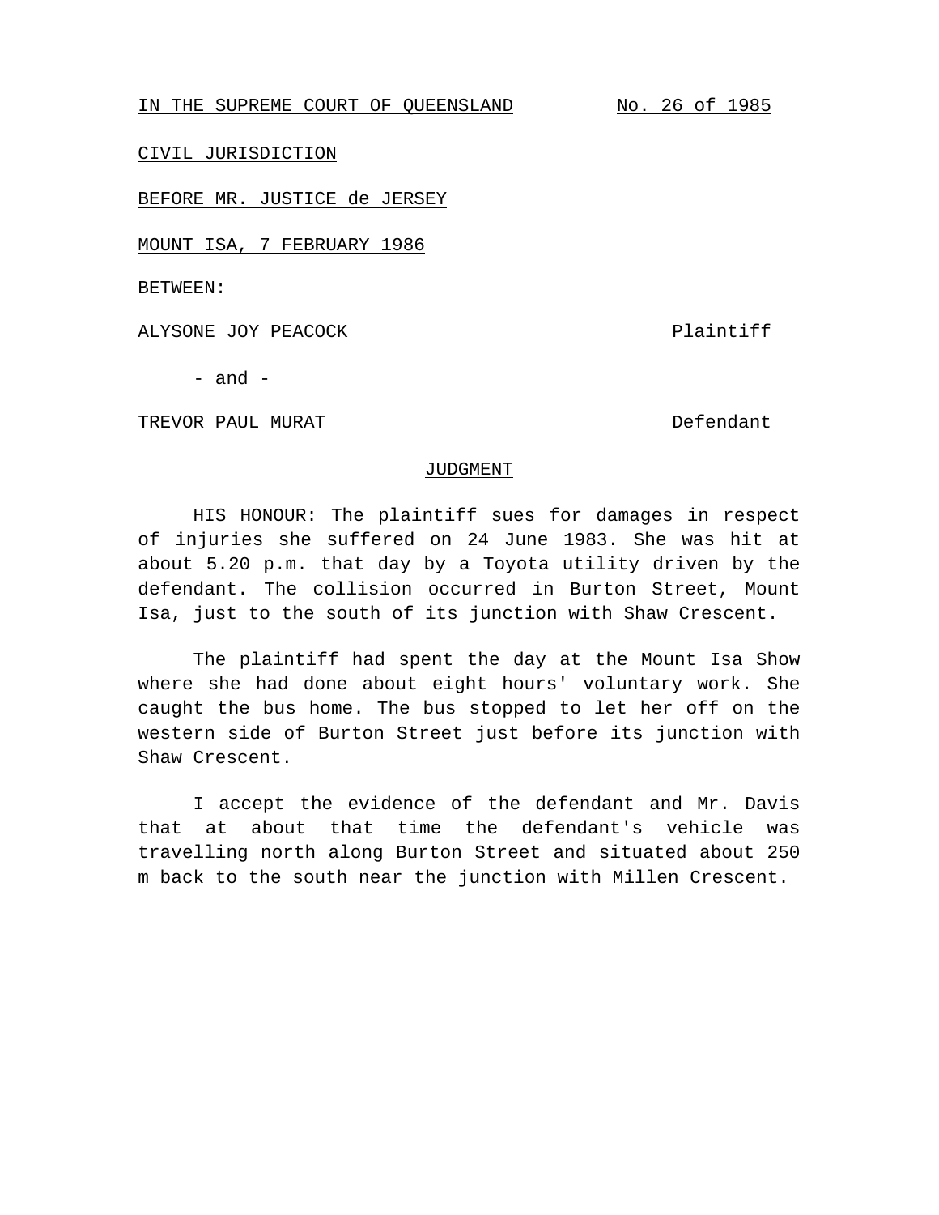IN THE SUPREME COURT OF QUEENSLAND No. 26 of 1985

CIVIL JURISDICTION

BEFORE MR. JUSTICE de JERSEY

MOUNT ISA, 7 FEBRUARY 1986

BETWEEN:

ALYSONE JOY PEACOCK Plaintiff

- and -

TREVOR PAUL MURAT Defendant

## JUDGMENT

HIS HONOUR: The plaintiff sues for damages in respect of injuries she suffered on 24 June 1983. She was hit at about 5.20 p.m. that day by a Toyota utility driven by the defendant. The collision occurred in Burton Street, Mount Isa, just to the south of its junction with Shaw Crescent.

The plaintiff had spent the day at the Mount Isa Show where she had done about eight hours' voluntary work. She caught the bus home. The bus stopped to let her off on the western side of Burton Street just before its junction with Shaw Crescent.

I accept the evidence of the defendant and Mr. Davis that at about that time the defendant's vehicle was travelling north along Burton Street and situated about 250 m back to the south near the junction with Millen Crescent.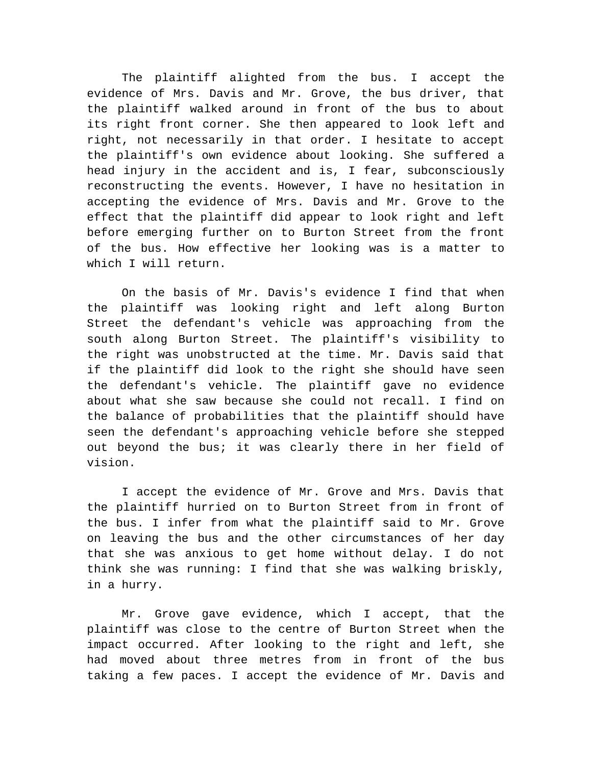The plaintiff alighted from the bus. I accept the evidence of Mrs. Davis and Mr. Grove, the bus driver, that the plaintiff walked around in front of the bus to about its right front corner. She then appeared to look left and right, not necessarily in that order. I hesitate to accept the plaintiff's own evidence about looking. She suffered a head injury in the accident and is, I fear, subconsciously reconstructing the events. However, I have no hesitation in accepting the evidence of Mrs. Davis and Mr. Grove to the effect that the plaintiff did appear to look right and left before emerging further on to Burton Street from the front of the bus. How effective her looking was is a matter to which I will return.

On the basis of Mr. Davis's evidence I find that when the plaintiff was looking right and left along Burton Street the defendant's vehicle was approaching from the south along Burton Street. The plaintiff's visibility to the right was unobstructed at the time. Mr. Davis said that if the plaintiff did look to the right she should have seen the defendant's vehicle. The plaintiff gave no evidence about what she saw because she could not recall. I find on the balance of probabilities that the plaintiff should have seen the defendant's approaching vehicle before she stepped out beyond the bus; it was clearly there in her field of vision.

I accept the evidence of Mr. Grove and Mrs. Davis that the plaintiff hurried on to Burton Street from in front of the bus. I infer from what the plaintiff said to Mr. Grove on leaving the bus and the other circumstances of her day that she was anxious to get home without delay. I do not think she was running: I find that she was walking briskly, in a hurry.

Mr. Grove gave evidence, which I accept, that the plaintiff was close to the centre of Burton Street when the impact occurred. After looking to the right and left, she had moved about three metres from in front of the bus taking a few paces. I accept the evidence of Mr. Davis and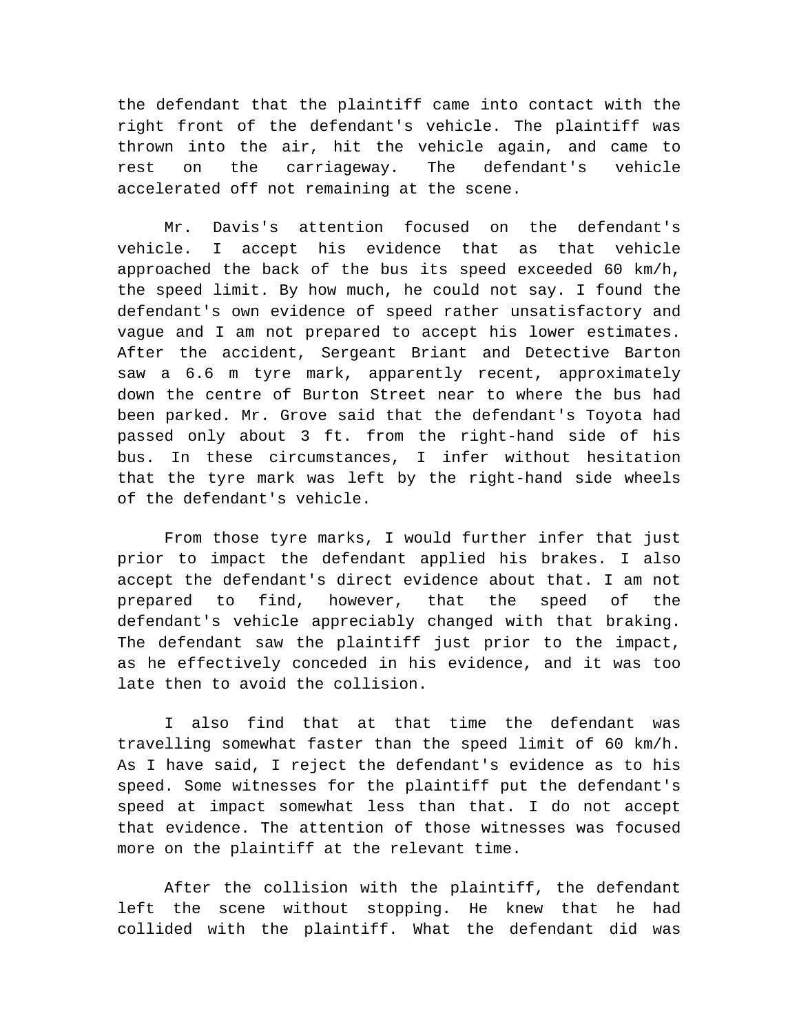the defendant that the plaintiff came into contact with the right front of the defendant's vehicle. The plaintiff was thrown into the air, hit the vehicle again, and came to rest on the carriageway. The defendant's vehicle accelerated off not remaining at the scene.

Mr. Davis's attention focused on the defendant's vehicle. I accept his evidence that as that vehicle approached the back of the bus its speed exceeded 60 km/h, the speed limit. By how much, he could not say. I found the defendant's own evidence of speed rather unsatisfactory and vague and I am not prepared to accept his lower estimates. After the accident, Sergeant Briant and Detective Barton saw a 6.6 m tyre mark, apparently recent, approximately down the centre of Burton Street near to where the bus had been parked. Mr. Grove said that the defendant's Toyota had passed only about 3 ft. from the right-hand side of his bus. In these circumstances, I infer without hesitation that the tyre mark was left by the right-hand side wheels of the defendant's vehicle.

From those tyre marks, I would further infer that just prior to impact the defendant applied his brakes. I also accept the defendant's direct evidence about that. I am not prepared to find, however, that the speed of the defendant's vehicle appreciably changed with that braking. The defendant saw the plaintiff just prior to the impact, as he effectively conceded in his evidence, and it was too late then to avoid the collision.

I also find that at that time the defendant was travelling somewhat faster than the speed limit of 60 km/h. As I have said, I reject the defendant's evidence as to his speed. Some witnesses for the plaintiff put the defendant's speed at impact somewhat less than that. I do not accept that evidence. The attention of those witnesses was focused more on the plaintiff at the relevant time.

After the collision with the plaintiff, the defendant left the scene without stopping. He knew that he had collided with the plaintiff. What the defendant did was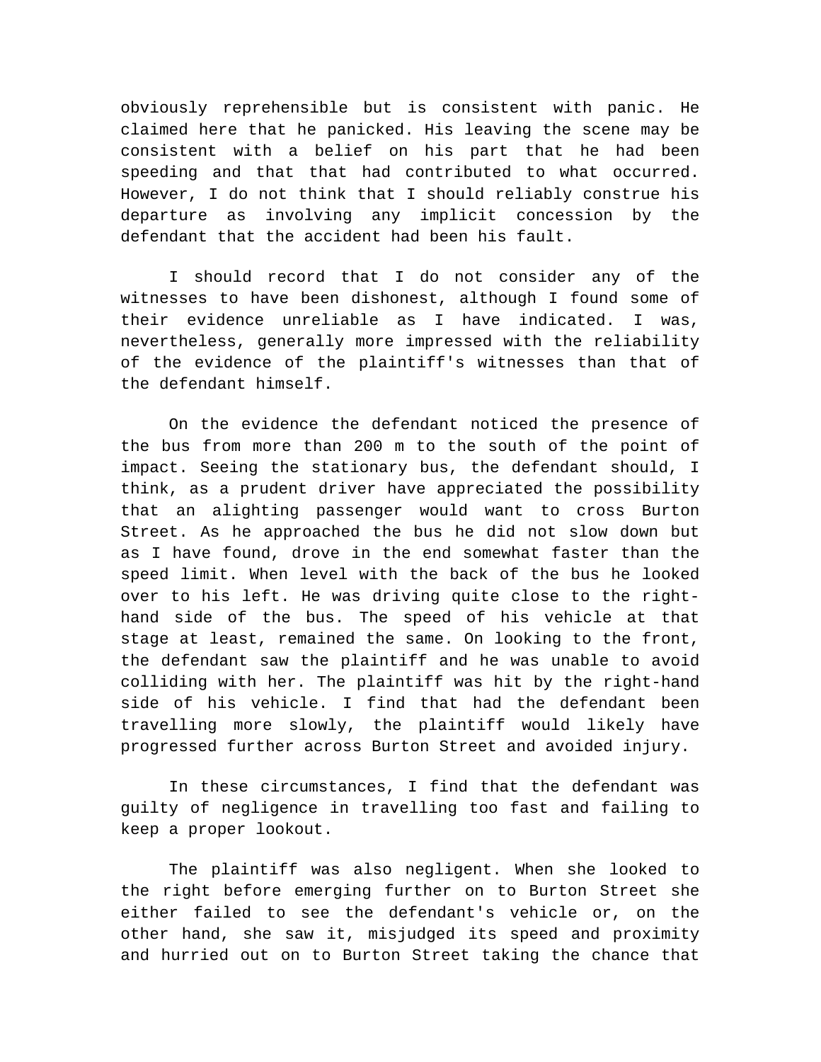obviously reprehensible but is consistent with panic. He claimed here that he panicked. His leaving the scene may be consistent with a belief on his part that he had been speeding and that that had contributed to what occurred. However, I do not think that I should reliably construe his departure as involving any implicit concession by the defendant that the accident had been his fault.

I should record that I do not consider any of the witnesses to have been dishonest, although I found some of their evidence unreliable as I have indicated. I was, nevertheless, generally more impressed with the reliability of the evidence of the plaintiff's witnesses than that of the defendant himself.

On the evidence the defendant noticed the presence of the bus from more than 200 m to the south of the point of impact. Seeing the stationary bus, the defendant should, I think, as a prudent driver have appreciated the possibility that an alighting passenger would want to cross Burton Street. As he approached the bus he did not slow down but as I have found, drove in the end somewhat faster than the speed limit. When level with the back of the bus he looked over to his left. He was driving quite close to the right-hand side of the bus. The speed of his vehicle at that stage at least, remained the same. On looking to the front, the defendant saw the plaintiff and he was unable to avoid colliding with her. The plaintiff was hit by the right-hand side of his vehicle. I find that had the defendant been travelling more slowly, the plaintiff would likely have progressed further across Burton Street and avoided injury.

In these circumstances, I find that the defendant was guilty of negligence in travelling too fast and failing to keep a proper lookout.

The plaintiff was also negligent. When she looked to the right before emerging further on to Burton Street she either failed to see the defendant's vehicle or, on the other hand, she saw it, misjudged its speed and proximity and hurried out on to Burton Street taking the chance that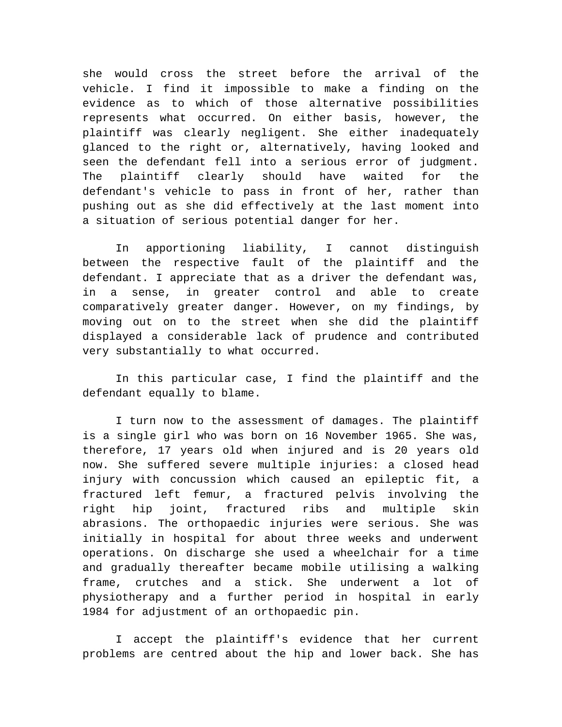she would cross the street before the arrival of the vehicle. I find it impossible to make a finding on the evidence as to which of those alternative possibilities represents what occurred. On either basis, however, the plaintiff was clearly negligent. She either inadequately glanced to the right or, alternatively, having looked and seen the defendant fell into a serious error of judgment. The plaintiff clearly should have waited for the defendant's vehicle to pass in front of her, rather than pushing out as she did effectively at the last moment into a situation of serious potential danger for her.

In apportioning liability, I cannot distinguish between the respective fault of the plaintiff and the defendant. I appreciate that as a driver the defendant was, in a sense, in greater control and able to create comparatively greater danger. However, on my findings, by moving out on to the street when she did the plaintiff displayed a considerable lack of prudence and contributed very substantially to what occurred.

In this particular case, I find the plaintiff and the defendant equally to blame.

I turn now to the assessment of damages. The plaintiff is a single girl who was born on 16 November 1965. She was, therefore, 17 years old when injured and is 20 years old now. She suffered severe multiple injuries: a closed head injury with concussion which caused an epileptic fit, a fractured left femur, a fractured pelvis involving the right hip joint, fractured ribs and multiple skin abrasions. The orthopaedic injuries were serious. She was initially in hospital for about three weeks and underwent operations. On discharge she used a wheelchair for a time and gradually thereafter became mobile utilising a walking frame, crutches and a stick. She underwent a lot of physiotherapy and a further period in hospital in early 1984 for adjustment of an orthopaedic pin.

I accept the plaintiff's evidence that her current problems are centred about the hip and lower back. She has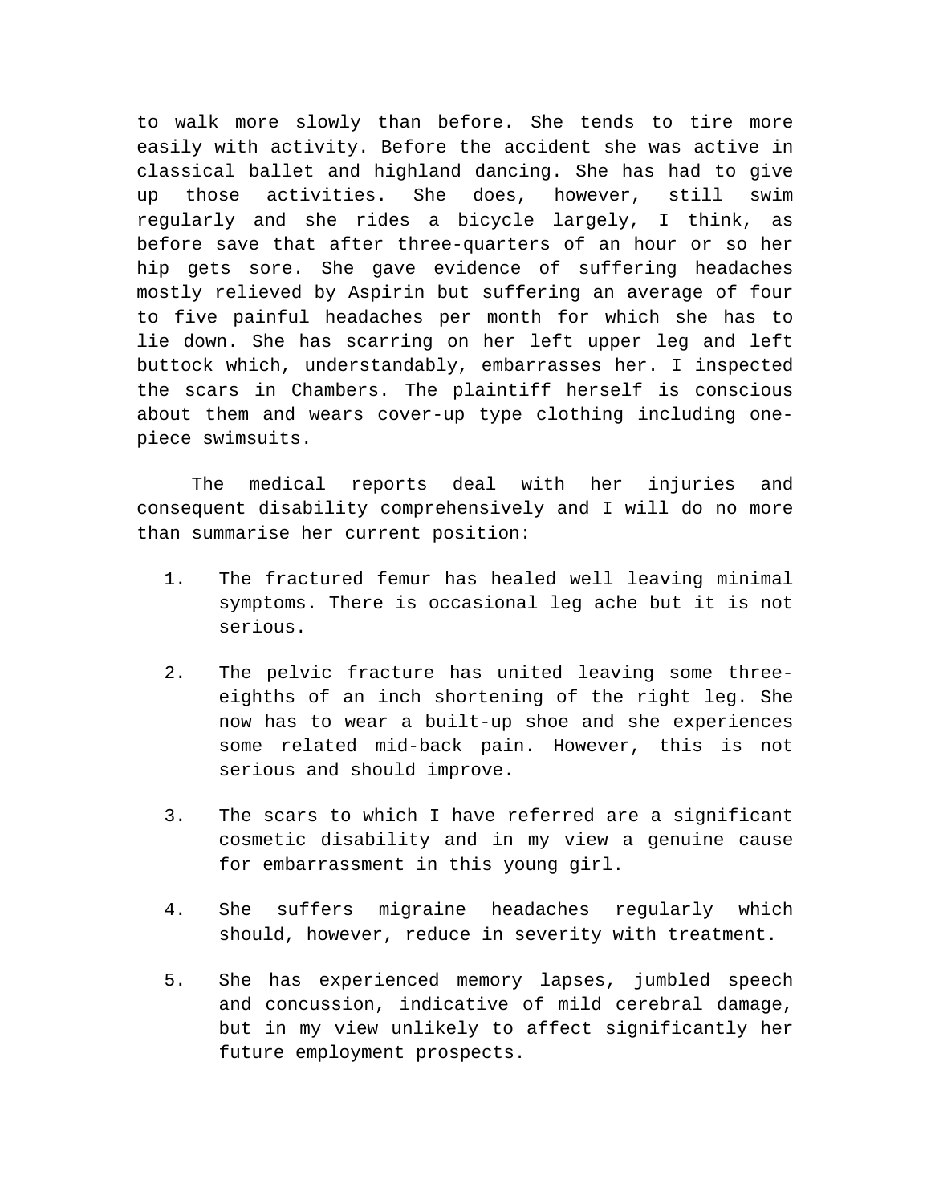to walk more slowly than before. She tends to tire more easily with activity. Before the accident she was active in classical ballet and highland dancing. She has had to give up those activities. She does, however, still swim regularly and she rides a bicycle largely, I think, as before save that after three-quarters of an hour or so her hip gets sore. She gave evidence of suffering headaches mostly relieved by Aspirin but suffering an average of four to five painful headaches per month for which she has to lie down. She has scarring on her left upper leg and left buttock which, understandably, embarrasses her. I inspected the scars in Chambers. The plaintiff herself is conscious about them and wears cover-up type clothing including one-piece swimsuits.

The medical reports deal with her injuries and consequent disability comprehensively and I will do no more than summarise her current position:

1. The fractured femur has healed well leaving minimal symptoms. There is occasional leg ache but it is not serious.

2. The pelvic fracture has united leaving some three-eighths of an inch shortening of the right leg. She now has to wear a built-up shoe and she experiences some related mid-back pain. However, this is not serious and should improve.

3. The scars to which I have referred are a significant cosmetic disability and in my view a genuine cause for embarrassment in this young girl.

4. She suffers migraine headaches regularly which should, however, reduce in severity with treatment.

5. She has experienced memory lapses, jumbled speech and concussion, indicative of mild cerebral damage, but in my view unlikely to affect significantly her future employment prospects.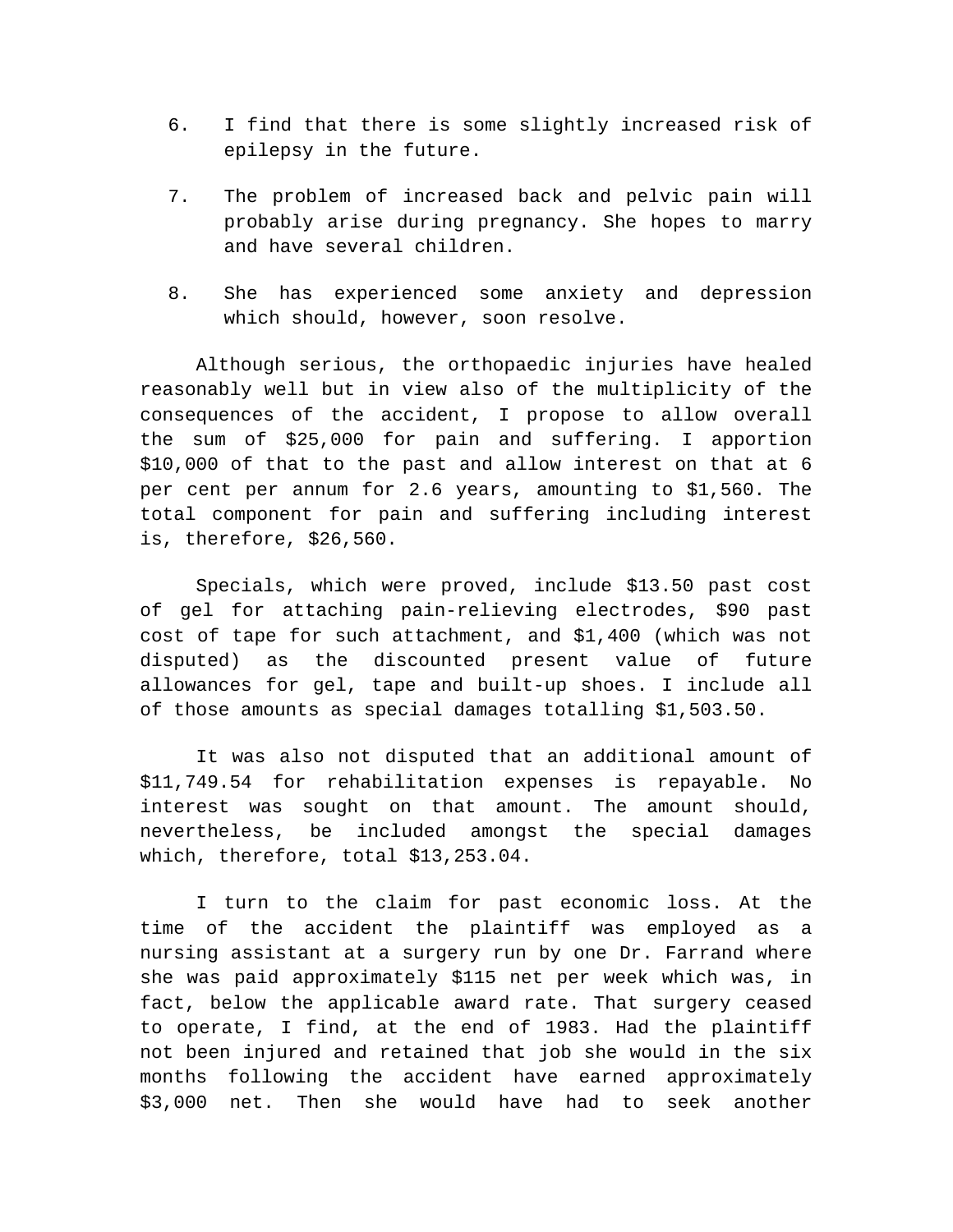6. I find that there is some slightly increased risk of epilepsy in the future.

7. The problem of increased back and pelvic pain will probably arise during pregnancy. She hopes to marry and have several children.

8. She has experienced some anxiety and depression which should, however, soon resolve.

Although serious, the orthopaedic injuries have healed reasonably well but in view also of the multiplicity of the consequences of the accident, I propose to allow overall the sum of $25,000 for pain and suffering. I apportion $10,000 of that to the past and allow interest on that at 6 per cent per annum for 2.6 years, amounting to $1,560. The total component for pain and suffering including interest is, therefore, $26,560.

Specials, which were proved, include $13.50 past cost of gel for attaching pain-relieving electrodes, $90 past cost of tape for such attachment, and $1,400 (which was not disputed) as the discounted present value of future allowances for gel, tape and built-up shoes. I include all of those amounts as special damages totalling $1,503.50.

It was also not disputed that an additional amount of $11,749.54 for rehabilitation expenses is repayable. No interest was sought on that amount. The amount should, nevertheless, be included amongst the special damages which, therefore, total $13,253.04.

I turn to the claim for past economic loss. At the time of the accident the plaintiff was employed as a nursing assistant at a surgery run by one Dr. Farrand where she was paid approximately $115 net per week which was, in fact, below the applicable award rate. That surgery ceased to operate, I find, at the end of 1983. Had the plaintiff not been injured and retained that job she would in the six months following the accident have earned approximately $3,000 net. Then she would have had to seek another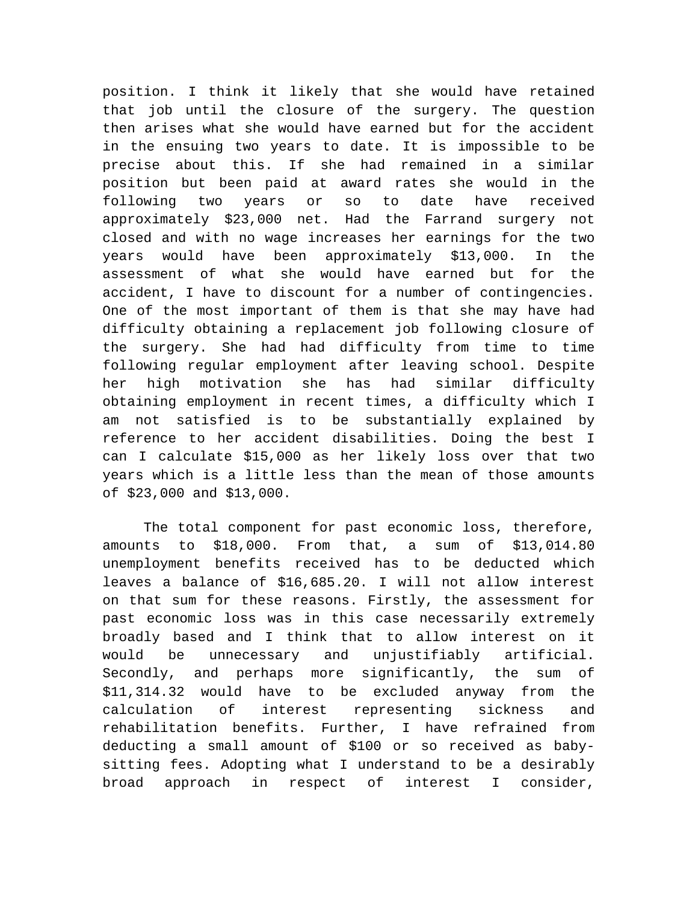position. I think it likely that she would have retained that job until the closure of the surgery. The question then arises what she would have earned but for the accident in the ensuing two years to date. It is impossible to be precise about this. If she had remained in a similar position but been paid at award rates she would in the following two years or so to date have received approximately $23,000 net. Had the Farrand surgery not closed and with no wage increases her earnings for the two years would have been approximately $13,000. In the assessment of what she would have earned but for the accident, I have to discount for a number of contingencies. One of the most important of them is that she may have had difficulty obtaining a replacement job following closure of the surgery. She had had difficulty from time to time following regular employment after leaving school. Despite her high motivation she has had similar difficulty obtaining employment in recent times, a difficulty which I am not satisfied is to be substantially explained by reference to her accident disabilities. Doing the best I can I calculate $15,000 as her likely loss over that two years which is a little less than the mean of those amounts of $23,000 and $13,000.

The total component for past economic loss, therefore, amounts to $18,000. From that, a sum of $13,014.80 unemployment benefits received has to be deducted which leaves a balance of $16,685.20. I will not allow interest on that sum for these reasons. Firstly, the assessment for past economic loss was in this case necessarily extremely broadly based and I think that to allow interest on it would be unnecessary and unjustifiably artificial. Secondly, and perhaps more significantly, the sum of $11,314.32 would have to be excluded anyway from the calculation of interest representing sickness and rehabilitation benefits. Further, I have refrained from deducting a small amount of $100 or so received as baby-sitting fees. Adopting what I understand to be a desirably broad approach in respect of interest I consider,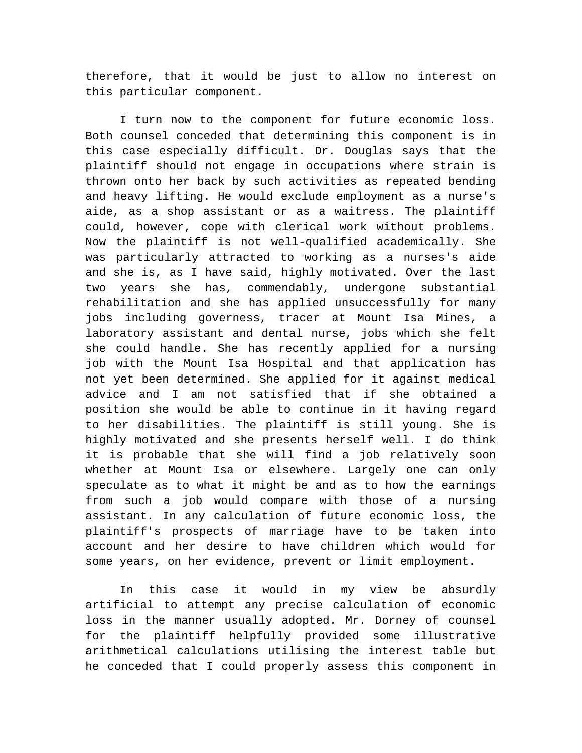therefore, that it would be just to allow no interest on this particular component.

I turn now to the component for future economic loss. Both counsel conceded that determining this component is in this case especially difficult. Dr. Douglas says that the plaintiff should not engage in occupations where strain is thrown onto her back by such activities as repeated bending and heavy lifting. He would exclude employment as a nurse's aide, as a shop assistant or as a waitress. The plaintiff could, however, cope with clerical work without problems. Now the plaintiff is not well-qualified academically. She was particularly attracted to working as a nurses's aide and she is, as I have said, highly motivated. Over the last two years she has, commendably, undergone substantial rehabilitation and she has applied unsuccessfully for many jobs including governess, tracer at Mount Isa Mines, a laboratory assistant and dental nurse, jobs which she felt she could handle. She has recently applied for a nursing job with the Mount Isa Hospital and that application has not yet been determined. She applied for it against medical advice and I am not satisfied that if she obtained a position she would be able to continue in it having regard to her disabilities. The plaintiff is still young. She is highly motivated and she presents herself well. I do think it is probable that she will find a job relatively soon whether at Mount Isa or elsewhere. Largely one can only speculate as to what it might be and as to how the earnings from such a job would compare with those of a nursing assistant. In any calculation of future economic loss, the plaintiff's prospects of marriage have to be taken into account and her desire to have children which would for some years, on her evidence, prevent or limit employment.

In this case it would in my view be absurdly artificial to attempt any precise calculation of economic loss in the manner usually adopted. Mr. Dorney of counsel for the plaintiff helpfully provided some illustrative arithmetical calculations utilising the interest table but he conceded that I could properly assess this component in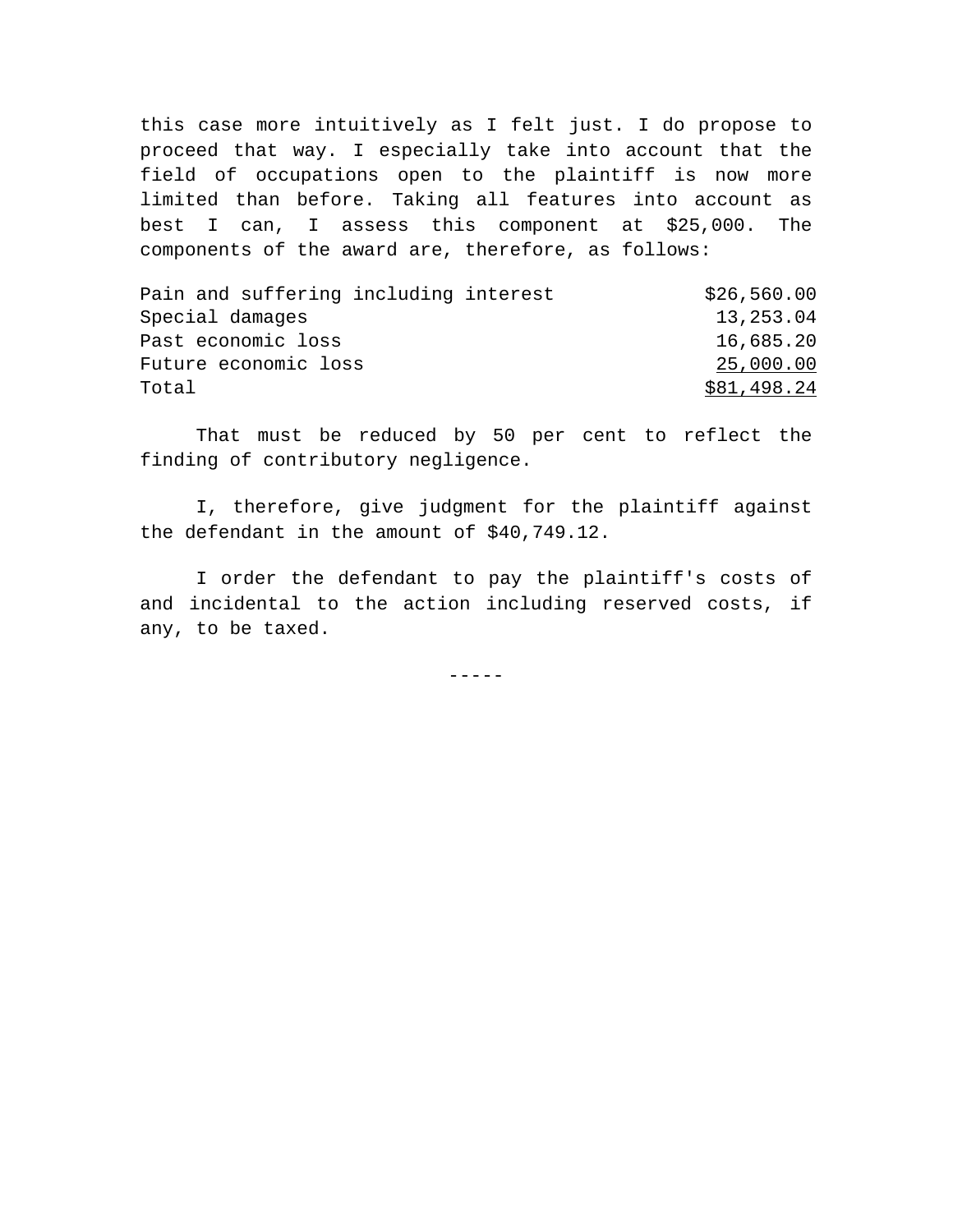this case more intuitively as I felt just. I do propose to proceed that way. I especially take into account that the field of occupations open to the plaintiff is now more limited than before. Taking all features into account as best I can, I assess this component at $25,000. The components of the award are, therefore, as follows:

| | |
|---|---|
| Pain and suffering including interest | $26,560.00 |
| Special damages | 13,253.04 |
| Past economic loss | 16,685.20 |
| Future economic loss | 25,000.00 |
| Total | $81,498.24 |

That must be reduced by 50 per cent to reflect the finding of contributory negligence.

I, therefore, give judgment for the plaintiff against the defendant in the amount of $40,749.12.

I order the defendant to pay the plaintiff's costs of and incidental to the action including reserved costs, if any, to be taxed.

-----